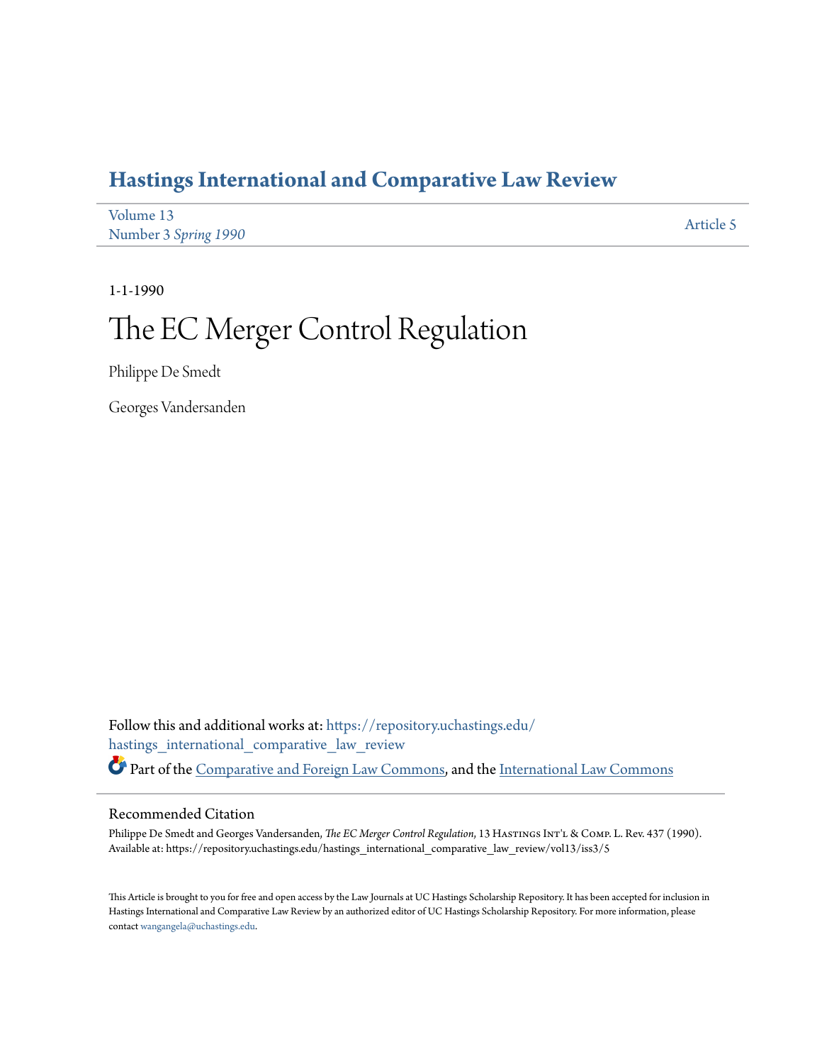# Hastings International and Comparative Law Review

Volume 13
Number 3 *Spring 1990*

Article 5

1-1-1990

# The EC Merger Control Regulation

Philippe De Smedt

Georges Vandersanden

Follow this and additional works at: https://repository.uchastings.edu/hastings_international_comparative_law_review

Part of the Comparative and Foreign Law Commons, and the International Law Commons

## Recommended Citation

Philippe De Smedt and Georges Vandersanden, *The EC Merger Control Regulation*, 13 Hastings Int'l & Comp. L. Rev. 437 (1990).
Available at: https://repository.uchastings.edu/hastings_international_comparative_law_review/vol13/iss3/5

This Article is brought to you for free and open access by the Law Journals at UC Hastings Scholarship Repository. It has been accepted for inclusion in Hastings International and Comparative Law Review by an authorized editor of UC Hastings Scholarship Repository. For more information, please contact wangangela@uchastings.edu.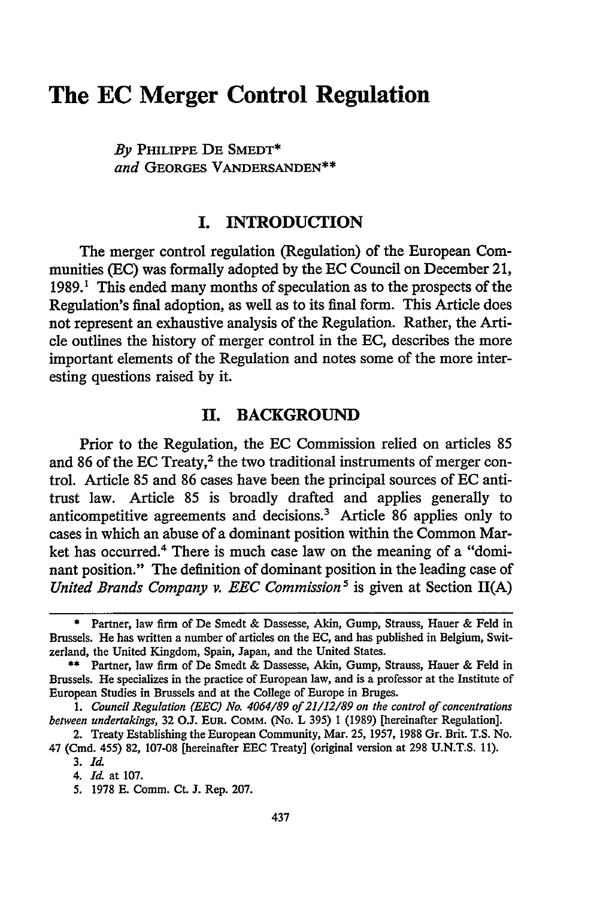# The EC Merger Control Regulation

*By* PHILIPPE DE SMEDT*
*and* GEORGES VANDERSANDEN**

## I. INTRODUCTION

The merger control regulation (Regulation) of the European Communities (EC) was formally adopted by the EC Council on December 21, 1989.[1] This ended many months of speculation as to the prospects of the Regulation's final adoption, as well as to its final form. This Article does not represent an exhaustive analysis of the Regulation. Rather, the Article outlines the history of merger control in the EC, describes the more important elements of the Regulation and notes some of the more interesting questions raised by it.

## II. BACKGROUND

Prior to the Regulation, the EC Commission relied on articles 85 and 86 of the EC Treaty,[2] the two traditional instruments of merger control. Article 85 and 86 cases have been the principal sources of EC antitrust law. Article 85 is broadly drafted and applies generally to anticompetitive agreements and decisions.[3] Article 86 applies only to cases in which an abuse of a dominant position within the Common Market has occurred.[4] There is much case law on the meaning of a "dominant position." The definition of dominant position in the leading case of *United Brands Company v. EEC Commission*[5] is given at Section II(A)

---

\* Partner, law firm of De Smedt & Dassesse, Akin, Gump, Strauss, Hauer & Feld in Brussels. He has written a number of articles on the EC, and has published in Belgium, Switzerland, the United Kingdom, Spain, Japan, and the United States.

\** Partner, law firm of De Smedt & Dassesse, Akin, Gump, Strauss, Hauer & Feld in Brussels. He specializes in the practice of European law, and is a professor at the Institute of European Studies in Brussels and at the College of Europe in Bruges.

1. *Council Regulation (EEC) No. 4064/89 of 21/12/89 on the control of concentrations between undertakings*, 32 O.J. EUR. COMM. (No. L 395) 1 (1989) [hereinafter Regulation].

2. Treaty Establishing the European Community, Mar. 25, 1957, 1988 Gr. Brit. T.S. No. 47 (Cmd. 455) 82, 107-08 [hereinafter EEC Treaty] (original version at 298 U.N.T.S. 11).

3. *Id.*

4. *Id.* at 107.

5. 1978 E. Comm. Ct. J. Rep. 207.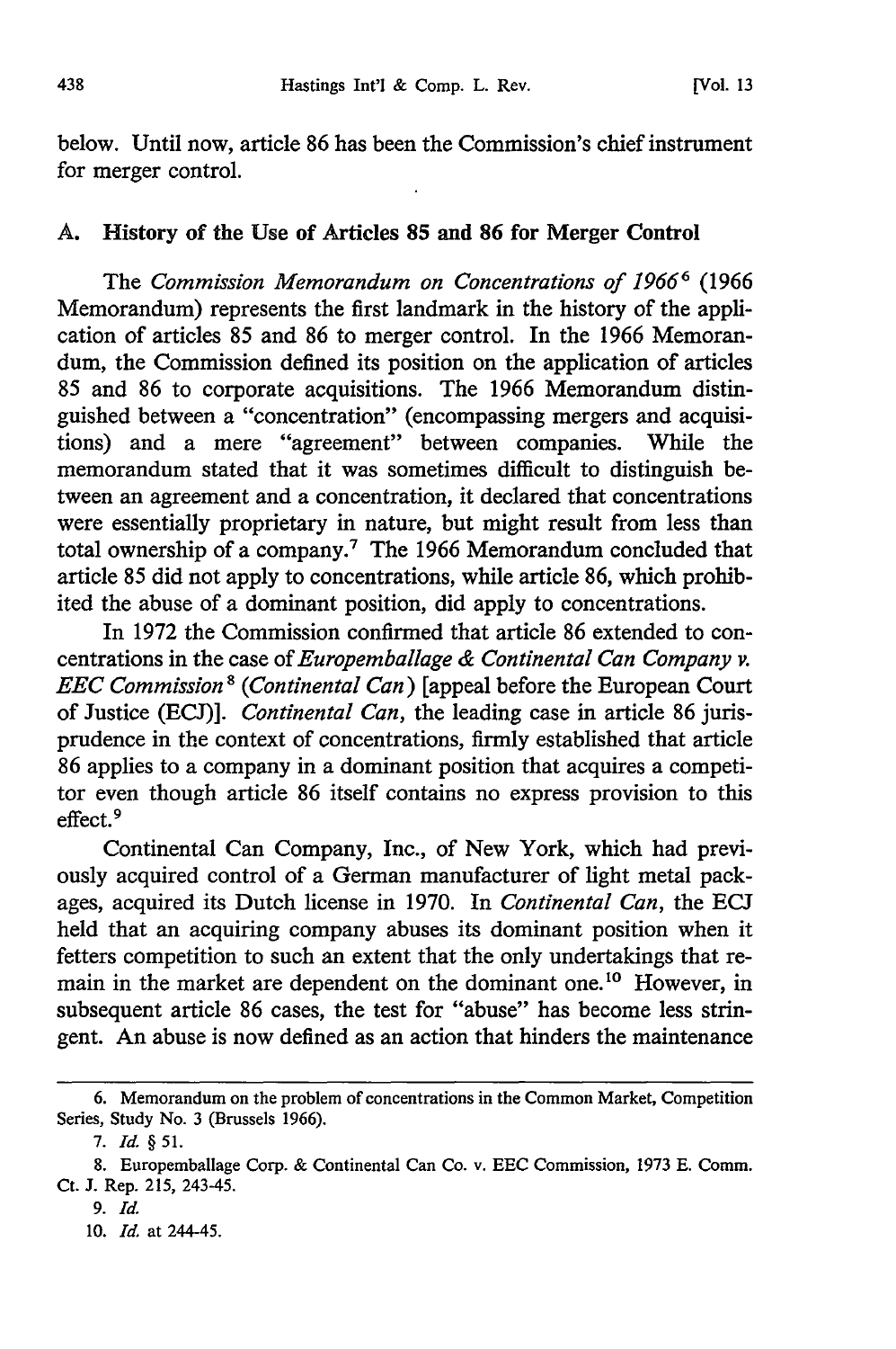below. Until now, article 86 has been the Commission's chief instrument for merger control.

### A. History of the Use of Articles 85 and 86 for Merger Control

The *Commission Memorandum on Concentrations of 1966*[6] (1966 Memorandum) represents the first landmark in the history of the application of articles 85 and 86 to merger control. In the 1966 Memorandum, the Commission defined its position on the application of articles 85 and 86 to corporate acquisitions. The 1966 Memorandum distinguished between a "concentration" (encompassing mergers and acquisitions) and a mere "agreement" between companies. While the memorandum stated that it was sometimes difficult to distinguish between an agreement and a concentration, it declared that concentrations were essentially proprietary in nature, but might result from less than total ownership of a company.[7] The 1966 Memorandum concluded that article 85 did not apply to concentrations, while article 86, which prohibited the abuse of a dominant position, did apply to concentrations.

In 1972 the Commission confirmed that article 86 extended to concentrations in the case of *Europemballage & Continental Can Company v. EEC Commission*[8] (*Continental Can*) [appeal before the European Court of Justice (ECJ)]. *Continental Can*, the leading case in article 86 jurisprudence in the context of concentrations, firmly established that article 86 applies to a company in a dominant position that acquires a competitor even though article 86 itself contains no express provision to this effect.[9]

Continental Can Company, Inc., of New York, which had previously acquired control of a German manufacturer of light metal packages, acquired its Dutch license in 1970. In *Continental Can*, the ECJ held that an acquiring company abuses its dominant position when it fetters competition to such an extent that the only undertakings that remain in the market are dependent on the dominant one.[10] However, in subsequent article 86 cases, the test for "abuse" has become less stringent. An abuse is now defined as an action that hinders the maintenance

---

6. Memorandum on the problem of concentrations in the Common Market, Competition Series, Study No. 3 (Brussels 1966).

7. *Id.* § 51.

8. Europemballage Corp. & Continental Can Co. v. EEC Commission, 1973 E. Comm. Ct. J. Rep. 215, 243-45.

9. *Id.*

10. *Id.* at 244-45.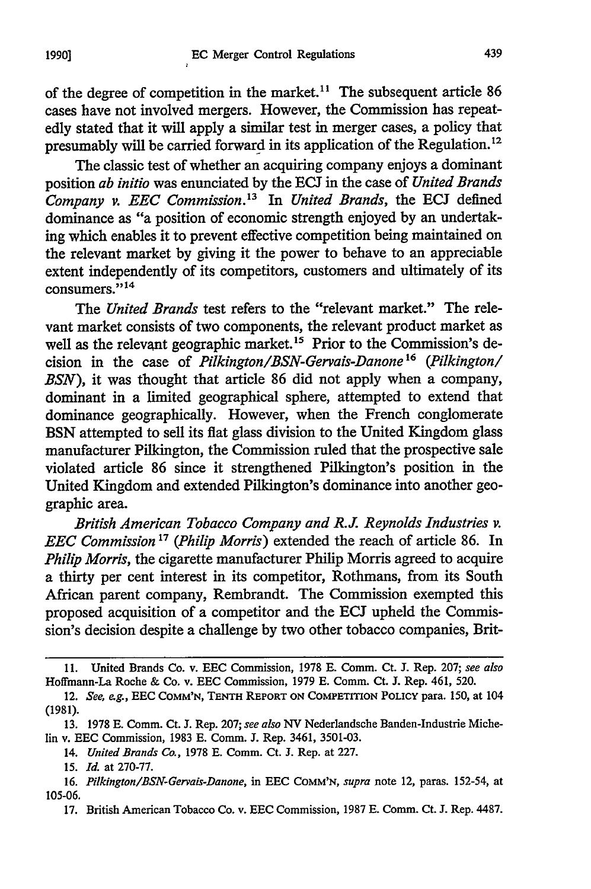of the degree of competition in the market.[11] The subsequent article 86 cases have not involved mergers. However, the Commission has repeatedly stated that it will apply a similar test in merger cases, a policy that presumably will be carried forward in its application of the Regulation.[12]

The classic test of whether an acquiring company enjoys a dominant position *ab initio* was enunciated by the ECJ in the case of *United Brands Company v. EEC Commission*.[13] In *United Brands*, the ECJ defined dominance as "a position of economic strength enjoyed by an undertaking which enables it to prevent effective competition being maintained on the relevant market by giving it the power to behave to an appreciable extent independently of its competitors, customers and ultimately of its consumers."[14]

The *United Brands* test refers to the "relevant market." The relevant market consists of two components, the relevant product market as well as the relevant geographic market.[15] Prior to the Commission's decision in the case of *Pilkington/BSN-Gervais-Danone*[16] (*Pilkington/BSN*), it was thought that article 86 did not apply when a company, dominant in a limited geographical sphere, attempted to extend that dominance geographically. However, when the French conglomerate BSN attempted to sell its flat glass division to the United Kingdom glass manufacturer Pilkington, the Commission ruled that the prospective sale violated article 86 since it strengthened Pilkington's position in the United Kingdom and extended Pilkington's dominance into another geographic area.

*British American Tobacco Company and R.J. Reynolds Industries v. EEC Commission*[17] (*Philip Morris*) extended the reach of article 86. In *Philip Morris*, the cigarette manufacturer Philip Morris agreed to acquire a thirty per cent interest in its competitor, Rothmans, from its South African parent company, Rembrandt. The Commission exempted this proposed acquisition of a competitor and the ECJ upheld the Commission's decision despite a challenge by two other tobacco companies, Brit-

---

11. United Brands Co. v. EEC Commission, 1978 E. Comm. Ct. J. Rep. 207; *see also* Hoffmann-La Roche & Co. v. EEC Commission, 1979 E. Comm. Ct. J. Rep. 461, 520.

12. *See, e.g.*, EEC COMM'N, TENTH REPORT ON COMPETITION POLICY para. 150, at 104 (1981).

13. 1978 E. Comm. Ct. J. Rep. 207; *see also* NV Nederlandsche Banden-Industrie Michelin v. EEC Commission, 1983 E. Comm. J. Rep. 3461, 3501-03.

14. *United Brands Co.*, 1978 E. Comm. Ct. J. Rep. at 227.

15. *Id.* at 270-77.

16. *Pilkington/BSN-Gervais-Danone*, in EEC COMM'N, *supra* note 12, paras. 152-54, at 105-06.

17. British American Tobacco Co. v. EEC Commission, 1987 E. Comm. Ct. J. Rep. 4487.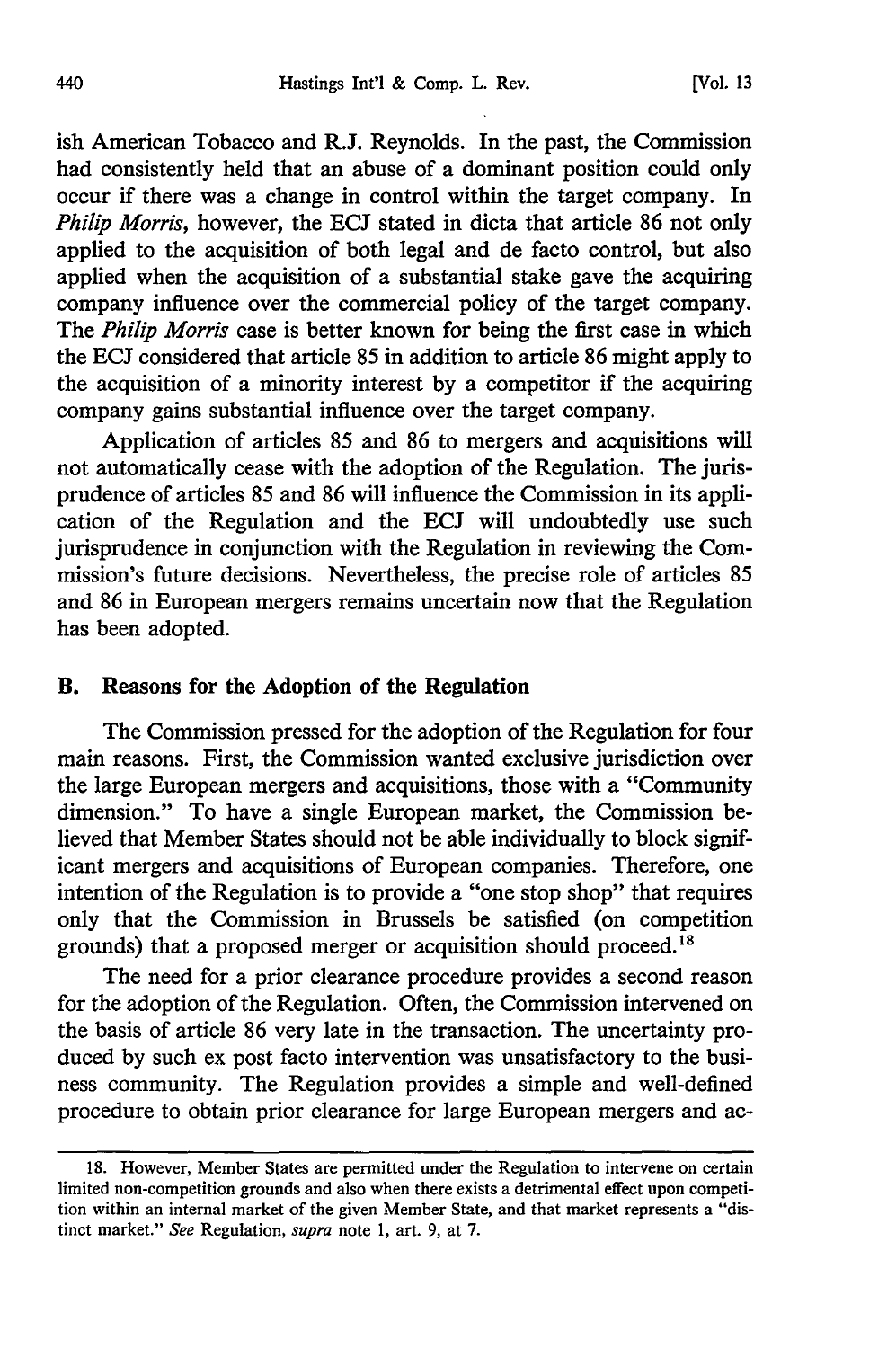ish American Tobacco and R.J. Reynolds. In the past, the Commission had consistently held that an abuse of a dominant position could only occur if there was a change in control within the target company. In *Philip Morris*, however, the ECJ stated in dicta that article 86 not only applied to the acquisition of both legal and de facto control, but also applied when the acquisition of a substantial stake gave the acquiring company influence over the commercial policy of the target company. The *Philip Morris* case is better known for being the first case in which the ECJ considered that article 85 in addition to article 86 might apply to the acquisition of a minority interest by a competitor if the acquiring company gains substantial influence over the target company.

Application of articles 85 and 86 to mergers and acquisitions will not automatically cease with the adoption of the Regulation. The jurisprudence of articles 85 and 86 will influence the Commission in its application of the Regulation and the ECJ will undoubtedly use such jurisprudence in conjunction with the Regulation in reviewing the Commission's future decisions. Nevertheless, the precise role of articles 85 and 86 in European mergers remains uncertain now that the Regulation has been adopted.

### B. Reasons for the Adoption of the Regulation

The Commission pressed for the adoption of the Regulation for four main reasons. First, the Commission wanted exclusive jurisdiction over the large European mergers and acquisitions, those with a "Community dimension." To have a single European market, the Commission believed that Member States should not be able individually to block significant mergers and acquisitions of European companies. Therefore, one intention of the Regulation is to provide a "one stop shop" that requires only that the Commission in Brussels be satisfied (on competition grounds) that a proposed merger or acquisition should proceed.[18]

The need for a prior clearance procedure provides a second reason for the adoption of the Regulation. Often, the Commission intervened on the basis of article 86 very late in the transaction. The uncertainty produced by such ex post facto intervention was unsatisfactory to the business community. The Regulation provides a simple and well-defined procedure to obtain prior clearance for large European mergers and ac-

---

18. However, Member States are permitted under the Regulation to intervene on certain limited non-competition grounds and also when there exists a detrimental effect upon competition within an internal market of the given Member State, and that market represents a "distinct market." *See* Regulation, *supra* note 1, art. 9, at 7.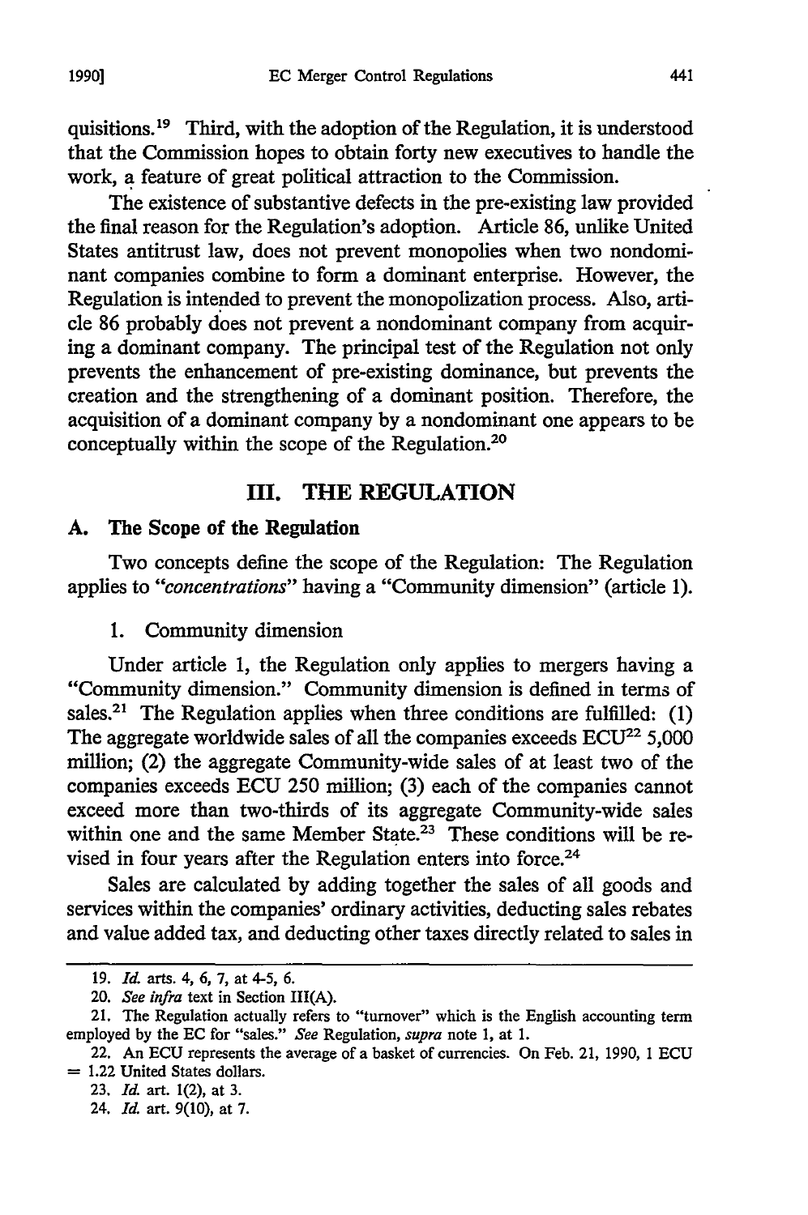quisitions.[19] Third, with the adoption of the Regulation, it is understood that the Commission hopes to obtain forty new executives to handle the work, a feature of great political attraction to the Commission.

The existence of substantive defects in the pre-existing law provided the final reason for the Regulation's adoption. Article 86, unlike United States antitrust law, does not prevent monopolies when two nondominant companies combine to form a dominant enterprise. However, the Regulation is intended to prevent the monopolization process. Also, article 86 probably does not prevent a nondominant company from acquiring a dominant company. The principal test of the Regulation not only prevents the enhancement of pre-existing dominance, but prevents the creation and the strengthening of a dominant position. Therefore, the acquisition of a dominant company by a nondominant one appears to be conceptually within the scope of the Regulation.[20]

## III. THE REGULATION

### A. The Scope of the Regulation

Two concepts define the scope of the Regulation: The Regulation applies to *"concentrations"* having a "Community dimension" (article 1).

#### 1. Community dimension

Under article 1, the Regulation only applies to mergers having a "Community dimension." Community dimension is defined in terms of sales.[21] The Regulation applies when three conditions are fulfilled: (1) The aggregate worldwide sales of all the companies exceeds ECU[22] 5,000 million; (2) the aggregate Community-wide sales of at least two of the companies exceeds ECU 250 million; (3) each of the companies cannot exceed more than two-thirds of its aggregate Community-wide sales within one and the same Member State.[23] These conditions will be revised in four years after the Regulation enters into force.[24]

Sales are calculated by adding together the sales of all goods and services within the companies' ordinary activities, deducting sales rebates and value added tax, and deducting other taxes directly related to sales in

---

19. *Id.* arts. 4, 6, 7, at 4-5, 6.

20. *See infra* text in Section III(A).

21. The Regulation actually refers to "turnover" which is the English accounting term employed by the EC for "sales." *See* Regulation, *supra* note 1, at 1.

22. An ECU represents the average of a basket of currencies. On Feb. 21, 1990, 1 ECU = 1.22 United States dollars.

23. *Id.* art. 1(2), at 3.

24. *Id.* art. 9(10), at 7.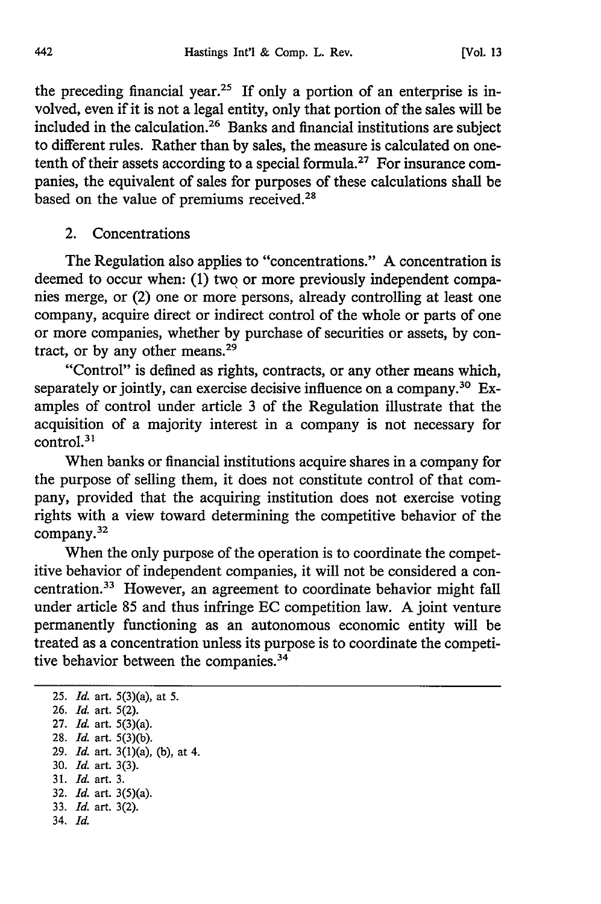the preceding financial year.[25] If only a portion of an enterprise is involved, even if it is not a legal entity, only that portion of the sales will be included in the calculation.[26] Banks and financial institutions are subject to different rules. Rather than by sales, the measure is calculated on one-tenth of their assets according to a special formula.[27] For insurance companies, the equivalent of sales for purposes of these calculations shall be based on the value of premiums received.[28]

### 2. Concentrations

The Regulation also applies to "concentrations." A concentration is deemed to occur when: (1) two or more previously independent companies merge, or (2) one or more persons, already controlling at least one company, acquire direct or indirect control of the whole or parts of one or more companies, whether by purchase of securities or assets, by contract, or by any other means.[29]

"Control" is defined as rights, contracts, or any other means which, separately or jointly, can exercise decisive influence on a company.[30] Examples of control under article 3 of the Regulation illustrate that the acquisition of a majority interest in a company is not necessary for control.[31]

When banks or financial institutions acquire shares in a company for the purpose of selling them, it does not constitute control of that company, provided that the acquiring institution does not exercise voting rights with a view toward determining the competitive behavior of the company.[32]

When the only purpose of the operation is to coordinate the competitive behavior of independent companies, it will not be considered a concentration.[33] However, an agreement to coordinate behavior might fall under article 85 and thus infringe EC competition law. A joint venture permanently functioning as an autonomous economic entity will be treated as a concentration unless its purpose is to coordinate the competitive behavior between the companies.[34]

---

25. *Id.* art. 5(3)(a), at 5.
26. *Id.* art. 5(2).
27. *Id.* art. 5(3)(a).
28. *Id.* art. 5(3)(b).
29. *Id.* art. 3(1)(a), (b), at 4.
30. *Id.* art. 3(3).
31. *Id.* art. 3.
32. *Id.* art. 3(5)(a).
33. *Id.* art. 3(2).
34. *Id.*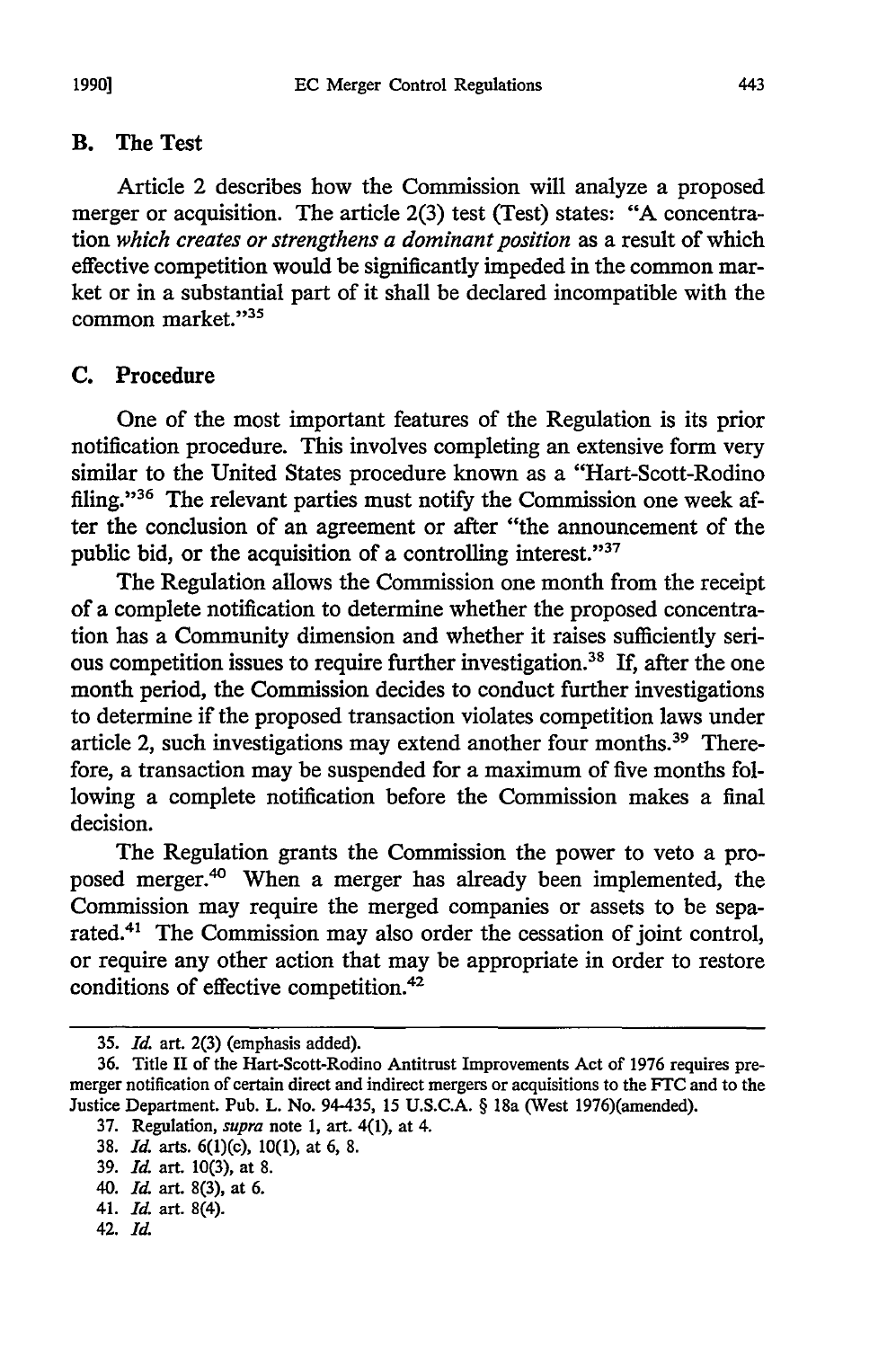## B. The Test

Article 2 describes how the Commission will analyze a proposed merger or acquisition. The article 2(3) test (Test) states: "A concentration *which creates or strengthens a dominant position* as a result of which effective competition would be significantly impeded in the common market or in a substantial part of it shall be declared incompatible with the common market."[35]

## C. Procedure

One of the most important features of the Regulation is its prior notification procedure. This involves completing an extensive form very similar to the United States procedure known as a "Hart-Scott-Rodino filing."[36] The relevant parties must notify the Commission one week after the conclusion of an agreement or after "the announcement of the public bid, or the acquisition of a controlling interest."[37]

The Regulation allows the Commission one month from the receipt of a complete notification to determine whether the proposed concentration has a Community dimension and whether it raises sufficiently serious competition issues to require further investigation.[38] If, after the one month period, the Commission decides to conduct further investigations to determine if the proposed transaction violates competition laws under article 2, such investigations may extend another four months.[39] Therefore, a transaction may be suspended for a maximum of five months following a complete notification before the Commission makes a final decision.

The Regulation grants the Commission the power to veto a proposed merger.[40] When a merger has already been implemented, the Commission may require the merged companies or assets to be separated.[41] The Commission may also order the cessation of joint control, or require any other action that may be appropriate in order to restore conditions of effective competition.[42]

---

35. *Id.* art. 2(3) (emphasis added).

36. Title II of the Hart-Scott-Rodino Antitrust Improvements Act of 1976 requires premerger notification of certain direct and indirect mergers or acquisitions to the FTC and to the Justice Department. Pub. L. No. 94-435, 15 U.S.C.A. § 18a (West 1976)(amended).

37. Regulation, *supra* note 1, art. 4(1), at 4.

38. *Id.* arts. 6(1)(c), 10(1), at 6, 8.

39. *Id.* art. 10(3), at 8.

40. *Id.* art. 8(3), at 6.

41. *Id.* art. 8(4).

42. *Id.*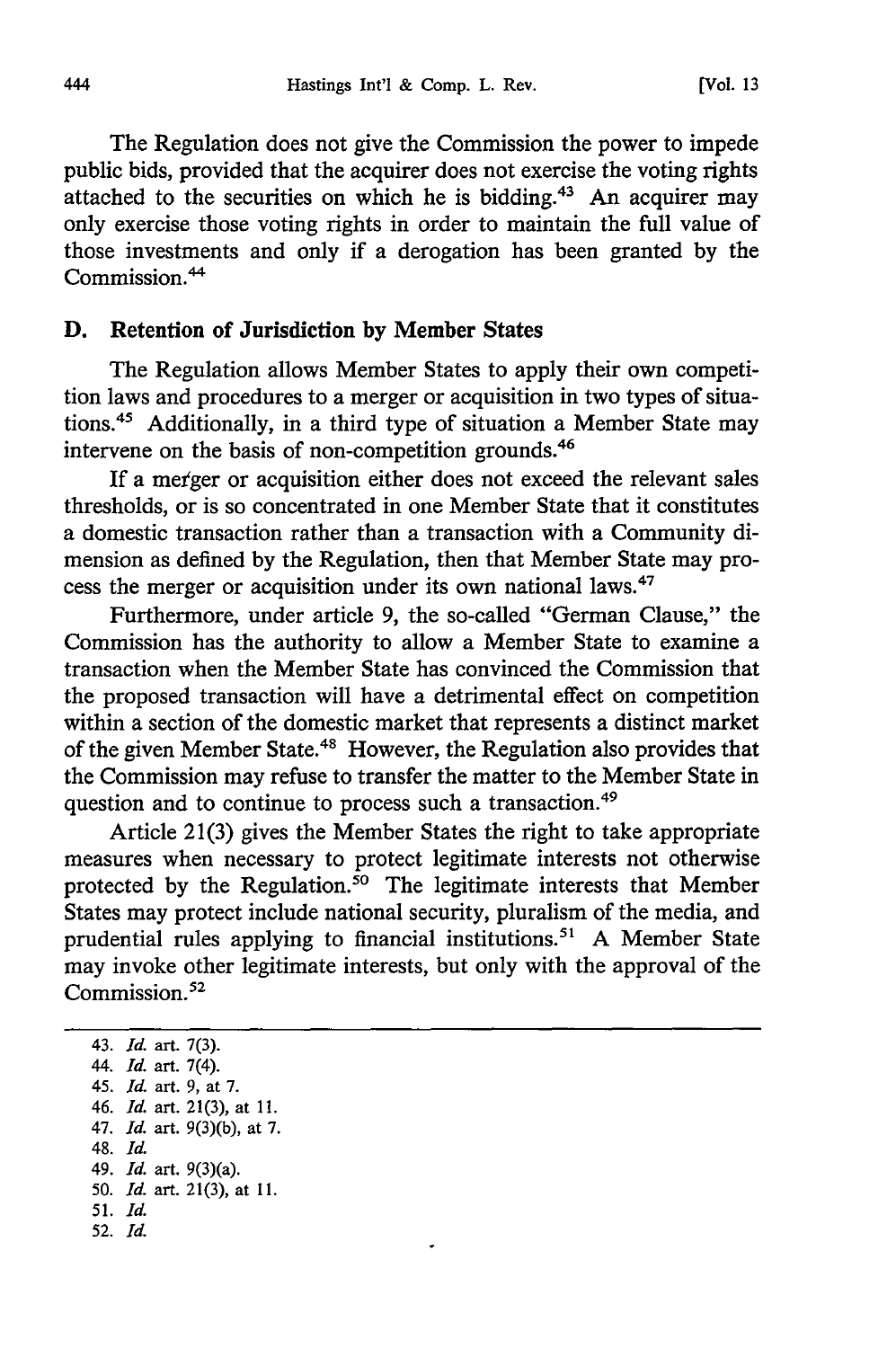The Regulation does not give the Commission the power to impede public bids, provided that the acquirer does not exercise the voting rights attached to the securities on which he is bidding.[43] An acquirer may only exercise those voting rights in order to maintain the full value of those investments and only if a derogation has been granted by the Commission.[44]

### D. Retention of Jurisdiction by Member States

The Regulation allows Member States to apply their own competition laws and procedures to a merger or acquisition in two types of situations.[45] Additionally, in a third type of situation a Member State may intervene on the basis of non-competition grounds.[46]

If a merger or acquisition either does not exceed the relevant sales thresholds, or is so concentrated in one Member State that it constitutes a domestic transaction rather than a transaction with a Community dimension as defined by the Regulation, then that Member State may process the merger or acquisition under its own national laws.[47]

Furthermore, under article 9, the so-called "German Clause," the Commission has the authority to allow a Member State to examine a transaction when the Member State has convinced the Commission that the proposed transaction will have a detrimental effect on competition within a section of the domestic market that represents a distinct market of the given Member State.[48] However, the Regulation also provides that the Commission may refuse to transfer the matter to the Member State in question and to continue to process such a transaction.[49]

Article 21(3) gives the Member States the right to take appropriate measures when necessary to protect legitimate interests not otherwise protected by the Regulation.[50] The legitimate interests that Member States may protect include national security, pluralism of the media, and prudential rules applying to financial institutions.[51] A Member State may invoke other legitimate interests, but only with the approval of the Commission.[52]

---

43. *Id.* art. 7(3).
44. *Id.* art. 7(4).
45. *Id.* art. 9, at 7.
46. *Id.* art. 21(3), at 11.
47. *Id.* art. 9(3)(b), at 7.
48. *Id.*
49. *Id.* art. 9(3)(a).
50. *Id.* art. 21(3), at 11.
51. *Id.*
52. *Id.*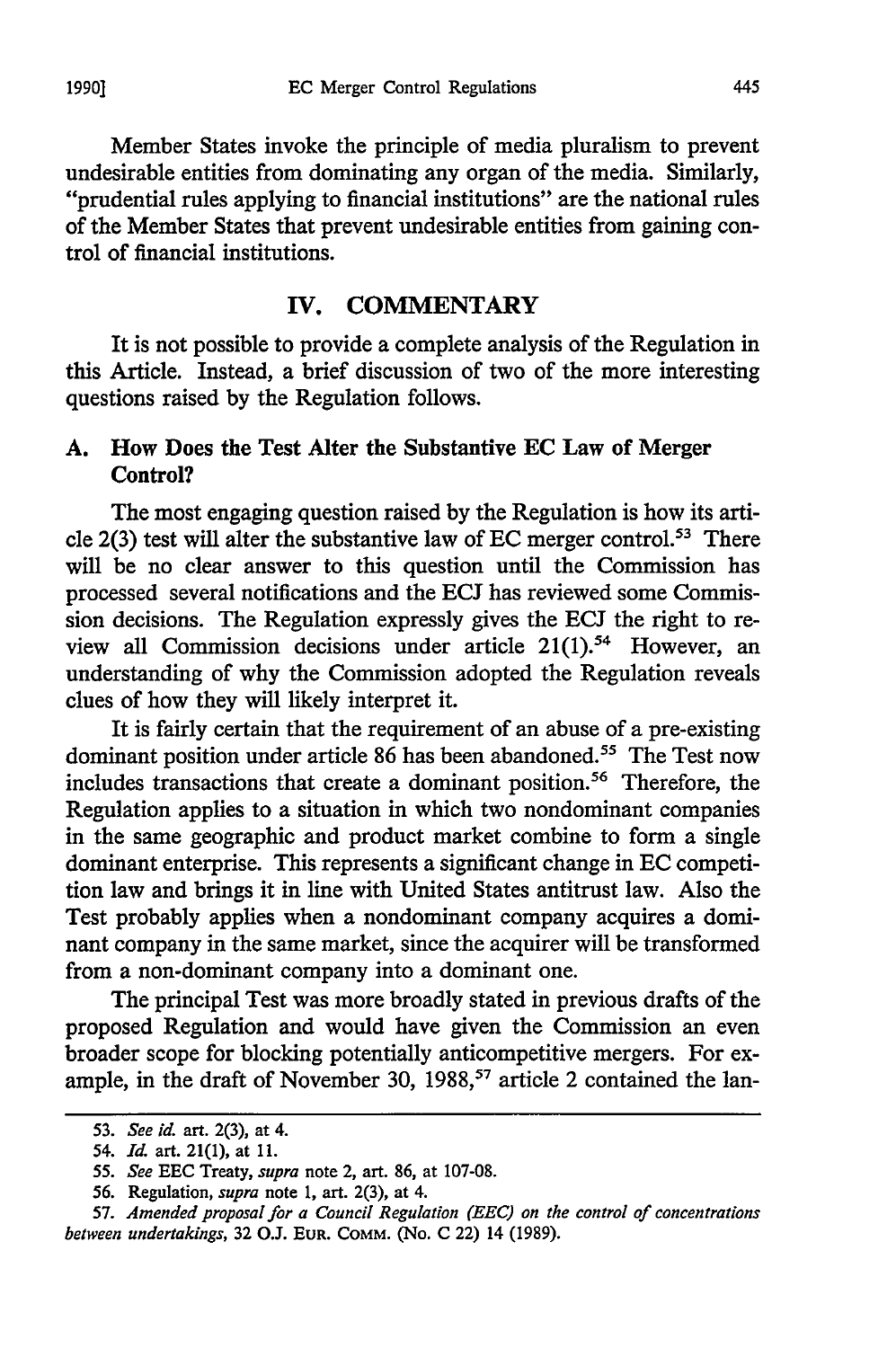Member States invoke the principle of media pluralism to prevent undesirable entities from dominating any organ of the media. Similarly, "prudential rules applying to financial institutions" are the national rules of the Member States that prevent undesirable entities from gaining control of financial institutions.

## IV. COMMENTARY

It is not possible to provide a complete analysis of the Regulation in this Article. Instead, a brief discussion of two of the more interesting questions raised by the Regulation follows.

### A. How Does the Test Alter the Substantive EC Law of Merger Control?

The most engaging question raised by the Regulation is how its article 2(3) test will alter the substantive law of EC merger control.[53] There will be no clear answer to this question until the Commission has processed several notifications and the ECJ has reviewed some Commission decisions. The Regulation expressly gives the ECJ the right to review all Commission decisions under article 21(1).[54] However, an understanding of why the Commission adopted the Regulation reveals clues of how they will likely interpret it.

It is fairly certain that the requirement of an abuse of a pre-existing dominant position under article 86 has been abandoned.[55] The Test now includes transactions that create a dominant position.[56] Therefore, the Regulation applies to a situation in which two nondominant companies in the same geographic and product market combine to form a single dominant enterprise. This represents a significant change in EC competition law and brings it in line with United States antitrust law. Also the Test probably applies when a nondominant company acquires a dominant company in the same market, since the acquirer will be transformed from a non-dominant company into a dominant one.

The principal Test was more broadly stated in previous drafts of the proposed Regulation and would have given the Commission an even broader scope for blocking potentially anticompetitive mergers. For example, in the draft of November 30, 1988,[57] article 2 contained the lan-

---

53. *See id.* art. 2(3), at 4.

54. *Id.* art. 21(1), at 11.

55. *See* EEC Treaty, *supra* note 2, art. 86, at 107-08.

56. Regulation, *supra* note 1, art. 2(3), at 4.

57. *Amended proposal for a Council Regulation (EEC) on the control of concentrations between undertakings*, 32 O.J. EUR. COMM. (No. C 22) 14 (1989).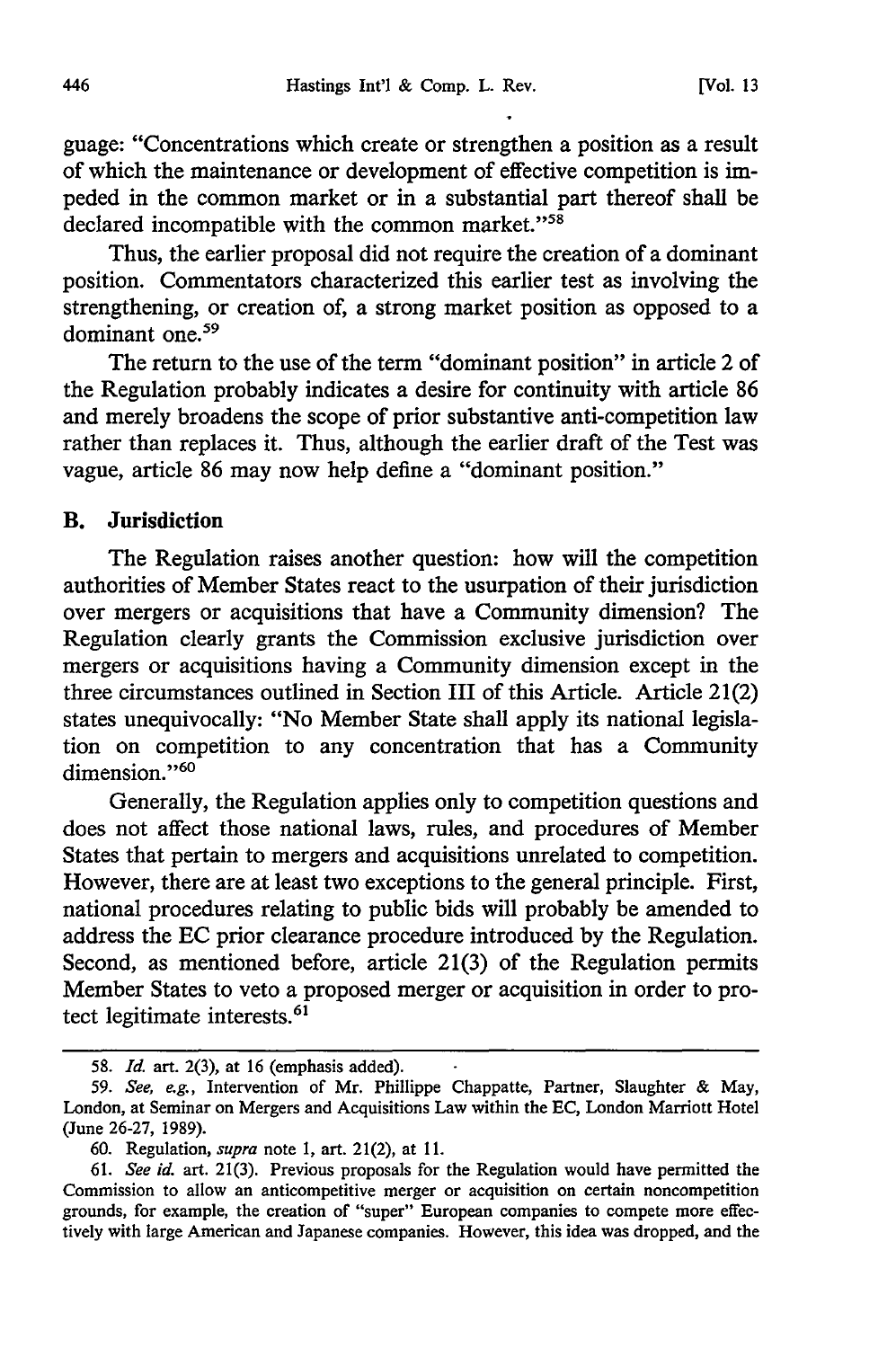guage: "Concentrations which create or strengthen a position as a result of which the maintenance or development of effective competition is impeded in the common market or in a substantial part thereof shall be declared incompatible with the common market."[58]

Thus, the earlier proposal did not require the creation of a dominant position. Commentators characterized this earlier test as involving the strengthening, or creation of, a strong market position as opposed to a dominant one.[59]

The return to the use of the term "dominant position" in article 2 of the Regulation probably indicates a desire for continuity with article 86 and merely broadens the scope of prior substantive anti-competition law rather than replaces it. Thus, although the earlier draft of the Test was vague, article 86 may now help define a "dominant position."

## B. Jurisdiction

The Regulation raises another question: how will the competition authorities of Member States react to the usurpation of their jurisdiction over mergers or acquisitions that have a Community dimension? The Regulation clearly grants the Commission exclusive jurisdiction over mergers or acquisitions having a Community dimension except in the three circumstances outlined in Section III of this Article. Article 21(2) states unequivocally: "No Member State shall apply its national legislation on competition to any concentration that has a Community dimension."[60]

Generally, the Regulation applies only to competition questions and does not affect those national laws, rules, and procedures of Member States that pertain to mergers and acquisitions unrelated to competition. However, there are at least two exceptions to the general principle. First, national procedures relating to public bids will probably be amended to address the EC prior clearance procedure introduced by the Regulation. Second, as mentioned before, article 21(3) of the Regulation permits Member States to veto a proposed merger or acquisition in order to protect legitimate interests.[61]

---

58. *Id.* art. 2(3), at 16 (emphasis added).

59. *See, e.g.*, Intervention of Mr. Phillippe Chappatte, Partner, Slaughter & May, London, at Seminar on Mergers and Acquisitions Law within the EC, London Marriott Hotel (June 26-27, 1989).

60. Regulation, *supra* note 1, art. 21(2), at 11.

61. *See id.* art. 21(3). Previous proposals for the Regulation would have permitted the Commission to allow an anticompetitive merger or acquisition on certain noncompetition grounds, for example, the creation of "super" European companies to compete more effectively with large American and Japanese companies. However, this idea was dropped, and the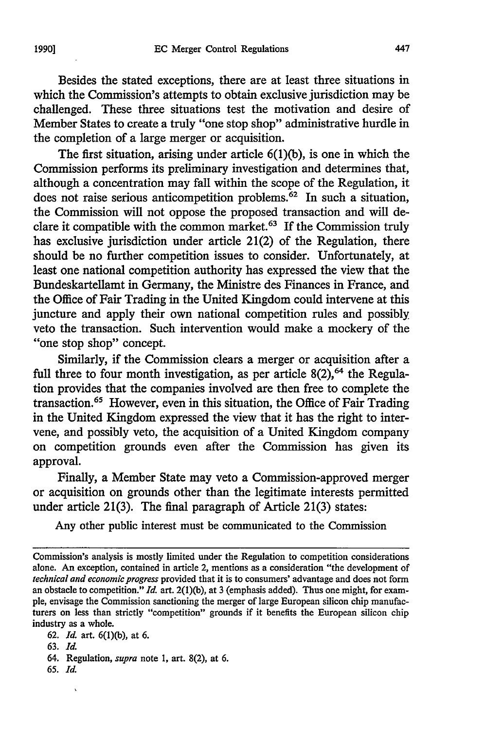Besides the stated exceptions, there are at least three situations in which the Commission's attempts to obtain exclusive jurisdiction may be challenged. These three situations test the motivation and desire of Member States to create a truly "one stop shop" administrative hurdle in the completion of a large merger or acquisition.

The first situation, arising under article 6(1)(b), is one in which the Commission performs its preliminary investigation and determines that, although a concentration may fall within the scope of the Regulation, it does not raise serious anticompetition problems.[62] In such a situation, the Commission will not oppose the proposed transaction and will declare it compatible with the common market.[63] If the Commission truly has exclusive jurisdiction under article 21(2) of the Regulation, there should be no further competition issues to consider. Unfortunately, at least one national competition authority has expressed the view that the Bundeskartellamt in Germany, the Ministre des Finances in France, and the Office of Fair Trading in the United Kingdom could intervene at this juncture and apply their own national competition rules and possibly veto the transaction. Such intervention would make a mockery of the "one stop shop" concept.

Similarly, if the Commission clears a merger or acquisition after a full three to four month investigation, as per article 8(2),[64] the Regulation provides that the companies involved are then free to complete the transaction.[65] However, even in this situation, the Office of Fair Trading in the United Kingdom expressed the view that it has the right to intervene, and possibly veto, the acquisition of a United Kingdom company on competition grounds even after the Commission has given its approval.

Finally, a Member State may veto a Commission-approved merger or acquisition on grounds other than the legitimate interests permitted under article 21(3). The final paragraph of Article 21(3) states:

> Any other public interest must be communicated to the Commission

---

Commission's analysis is mostly limited under the Regulation to competition considerations alone. An exception, contained in article 2, mentions as a consideration "the development of *technical and economic progress* provided that it is to consumers' advantage and does not form an obstacle to competition." *Id.* art. 2(1)(b), at 3 (emphasis added). Thus one might, for example, envisage the Commission sanctioning the merger of large European silicon chip manufacturers on less than strictly "competition" grounds if it benefits the European silicon chip industry as a whole.

62. *Id.* art. 6(1)(b), at 6.

63. *Id.*

64. Regulation, *supra* note 1, art. 8(2), at 6.

65. *Id.*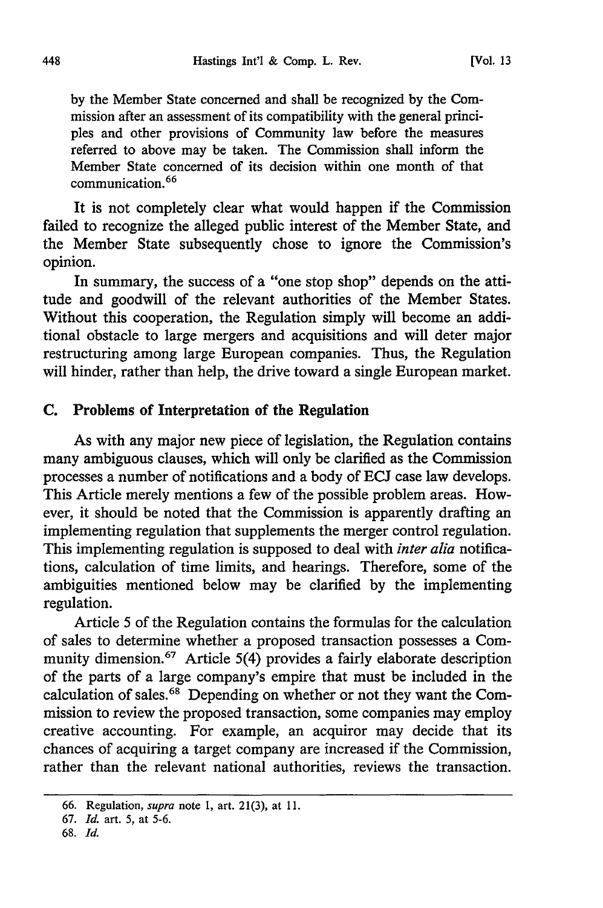by the Member State concerned and shall be recognized by the Commission after an assessment of its compatibility with the general principles and other provisions of Community law before the measures referred to above may be taken. The Commission shall inform the Member State concerned of its decision within one month of that communication.[66]

It is not completely clear what would happen if the Commission failed to recognize the alleged public interest of the Member State, and the Member State subsequently chose to ignore the Commission's opinion.

In summary, the success of a "one stop shop" depends on the attitude and goodwill of the relevant authorities of the Member States. Without this cooperation, the Regulation simply will become an additional obstacle to large mergers and acquisitions and will deter major restructuring among large European companies. Thus, the Regulation will hinder, rather than help, the drive toward a single European market.

### C. Problems of Interpretation of the Regulation

As with any major new piece of legislation, the Regulation contains many ambiguous clauses, which will only be clarified as the Commission processes a number of notifications and a body of ECJ case law develops. This Article merely mentions a few of the possible problem areas. However, it should be noted that the Commission is apparently drafting an implementing regulation that supplements the merger control regulation. This implementing regulation is supposed to deal with *inter alia* notifications, calculation of time limits, and hearings. Therefore, some of the ambiguities mentioned below may be clarified by the implementing regulation.

Article 5 of the Regulation contains the formulas for the calculation of sales to determine whether a proposed transaction possesses a Community dimension.[67] Article 5(4) provides a fairly elaborate description of the parts of a large company's empire that must be included in the calculation of sales.[68] Depending on whether or not they want the Commission to review the proposed transaction, some companies may employ creative accounting. For example, an acquiror may decide that its chances of acquiring a target company are increased if the Commission, rather than the relevant national authorities, reviews the transaction.

---

66. Regulation, *supra* note 1, art. 21(3), at 11.

67. *Id.* art. 5, at 5-6.

68. *Id.*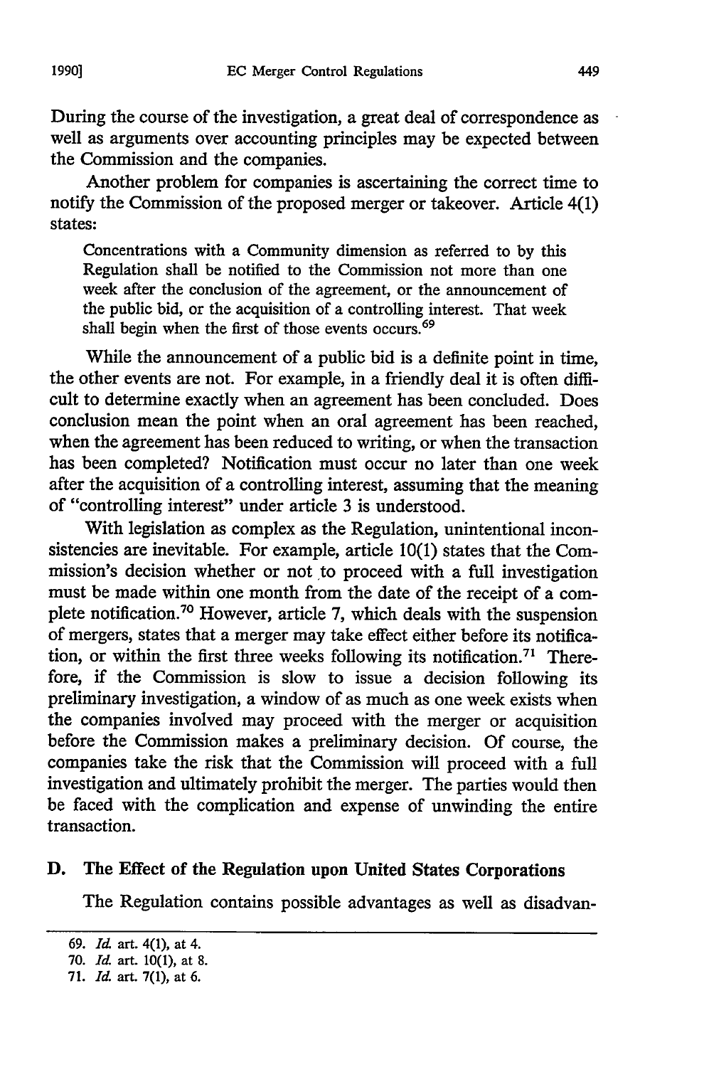During the course of the investigation, a great deal of correspondence as well as arguments over accounting principles may be expected between the Commission and the companies.

Another problem for companies is ascertaining the correct time to notify the Commission of the proposed merger or takeover. Article 4(1) states:

> Concentrations with a Community dimension as referred to by this Regulation shall be notified to the Commission not more than one week after the conclusion of the agreement, or the announcement of the public bid, or the acquisition of a controlling interest. That week shall begin when the first of those events occurs.[69]

While the announcement of a public bid is a definite point in time, the other events are not. For example, in a friendly deal it is often difficult to determine exactly when an agreement has been concluded. Does conclusion mean the point when an oral agreement has been reached, when the agreement has been reduced to writing, or when the transaction has been completed? Notification must occur no later than one week after the acquisition of a controlling interest, assuming that the meaning of "controlling interest" under article 3 is understood.

With legislation as complex as the Regulation, unintentional inconsistencies are inevitable. For example, article 10(1) states that the Commission's decision whether or not to proceed with a full investigation must be made within one month from the date of the receipt of a complete notification.[70] However, article 7, which deals with the suspension of mergers, states that a merger may take effect either before its notification, or within the first three weeks following its notification.[71] Therefore, if the Commission is slow to issue a decision following its preliminary investigation, a window of as much as one week exists when the companies involved may proceed with the merger or acquisition before the Commission makes a preliminary decision. Of course, the companies take the risk that the Commission will proceed with a full investigation and ultimately prohibit the merger. The parties would then be faced with the complication and expense of unwinding the entire transaction.

## D. The Effect of the Regulation upon United States Corporations

The Regulation contains possible advantages as well as disadvan-

---

69. *Id.* art. 4(1), at 4.

70. *Id.* art. 10(1), at 8.

71. *Id.* art. 7(1), at 6.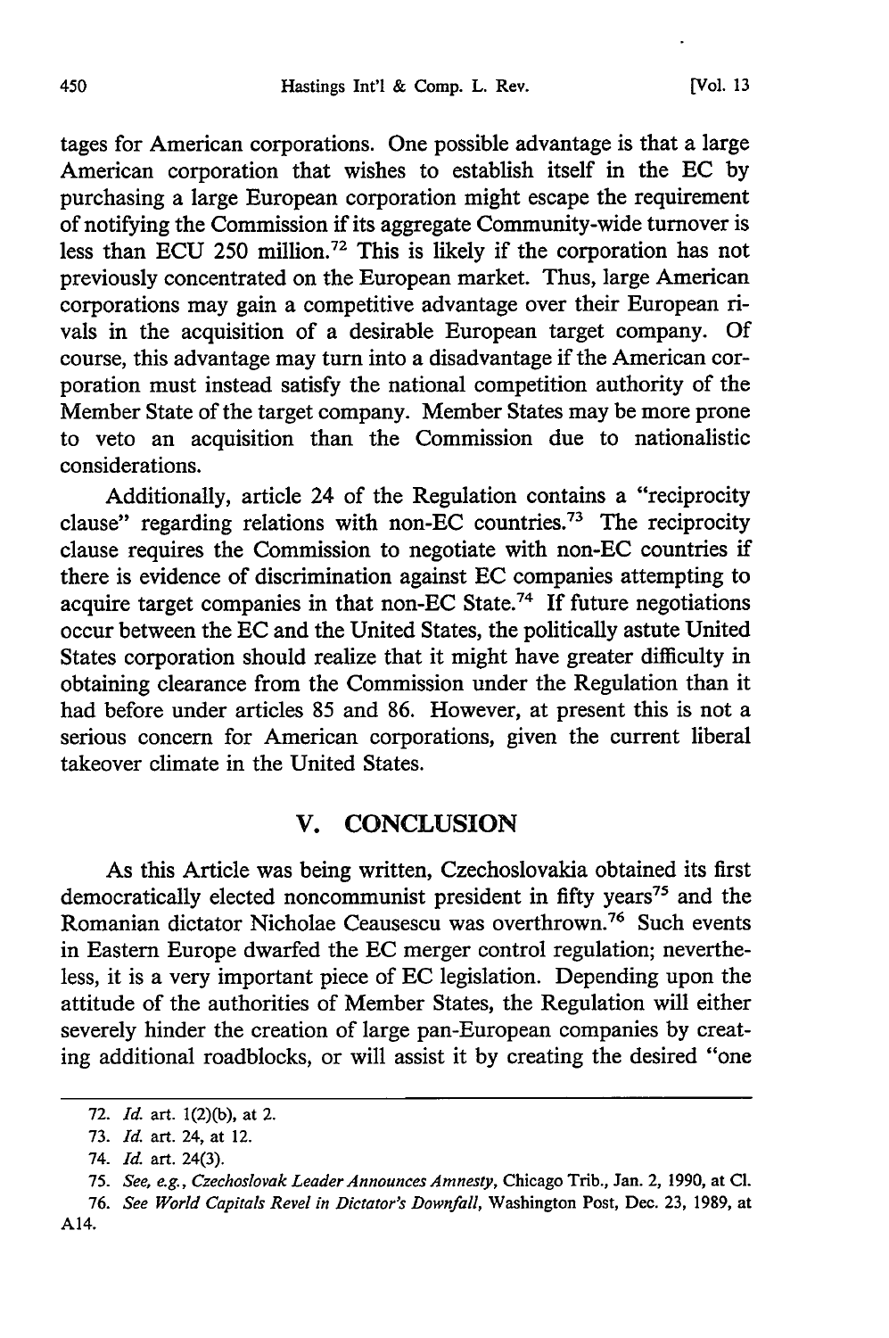tages for American corporations. One possible advantage is that a large American corporation that wishes to establish itself in the EC by purchasing a large European corporation might escape the requirement of notifying the Commission if its aggregate Community-wide turnover is less than ECU 250 million.[72] This is likely if the corporation has not previously concentrated on the European market. Thus, large American corporations may gain a competitive advantage over their European rivals in the acquisition of a desirable European target company. Of course, this advantage may turn into a disadvantage if the American corporation must instead satisfy the national competition authority of the Member State of the target company. Member States may be more prone to veto an acquisition than the Commission due to nationalistic considerations.

Additionally, article 24 of the Regulation contains a "reciprocity clause" regarding relations with non-EC countries.[73] The reciprocity clause requires the Commission to negotiate with non-EC countries if there is evidence of discrimination against EC companies attempting to acquire target companies in that non-EC State.[74] If future negotiations occur between the EC and the United States, the politically astute United States corporation should realize that it might have greater difficulty in obtaining clearance from the Commission under the Regulation than it had before under articles 85 and 86. However, at present this is not a serious concern for American corporations, given the current liberal takeover climate in the United States.

## V. CONCLUSION

As this Article was being written, Czechoslovakia obtained its first democratically elected noncommunist president in fifty years[75] and the Romanian dictator Nicholae Ceausescu was overthrown.[76] Such events in Eastern Europe dwarfed the EC merger control regulation; nevertheless, it is a very important piece of EC legislation. Depending upon the attitude of the authorities of Member States, the Regulation will either severely hinder the creation of large pan-European companies by creating additional roadblocks, or will assist it by creating the desired "one

---

72. *Id.* art. 1(2)(b), at 2.

73. *Id.* art. 24, at 12.

74. *Id.* art. 24(3).

75. *See, e.g., Czechoslovak Leader Announces Amnesty*, Chicago Trib., Jan. 2, 1990, at C1.

76. *See World Capitals Revel in Dictator's Downfall*, Washington Post, Dec. 23, 1989, at A14.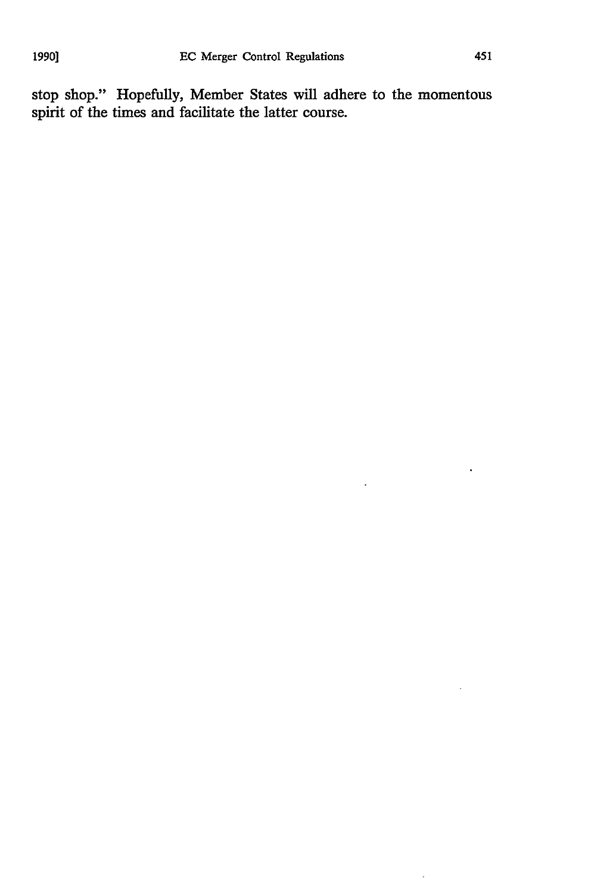stop shop." Hopefully, Member States will adhere to the momentous spirit of the times and facilitate the latter course.